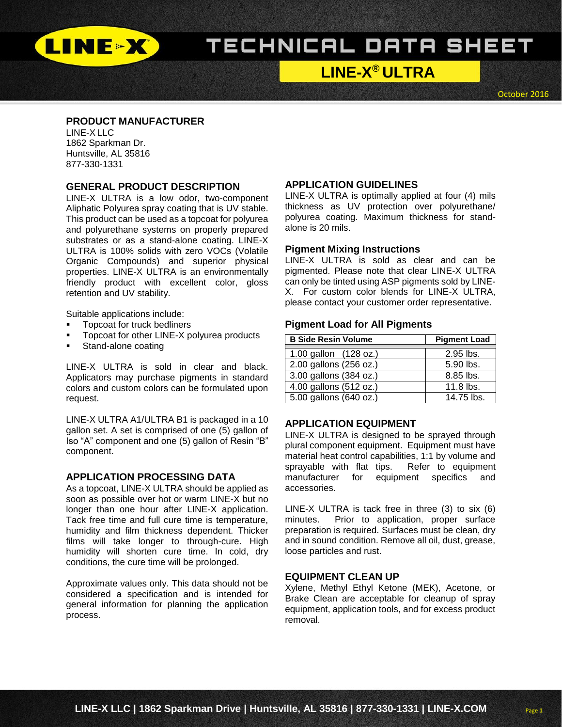# TECHNICAL DATA SHEET

## LINE-X® ULTRA

October 2016

### PRODUCT MANUFACTURER

LINE-X LLC
1862 Sparkman Dr.
Huntsville, AL 35816
877-330-1331

### GENERAL PRODUCT DESCRIPTION

LINE-X ULTRA is a low odor, two-component Aliphatic Polyurea spray coating that is UV stable. This product can be used as a topcoat for polyurea and polyurethane systems on properly prepared substrates or as a stand-alone coating. LINE-X ULTRA is 100% solids with zero VOCs (Volatile Organic Compounds) and superior physical properties. LINE-X ULTRA is an environmentally friendly product with excellent color, gloss retention and UV stability.

Suitable applications include:

- Topcoat for truck bedliners
- Topcoat for other LINE-X polyurea products
- Stand-alone coating

LINE-X ULTRA is sold in clear and black. Applicators may purchase pigments in standard colors and custom colors can be formulated upon request.

LINE-X ULTRA A1/ULTRA B1 is packaged in a 10 gallon set. A set is comprised of one (5) gallon of Iso "A" component and one (5) gallon of Resin "B" component.

### APPLICATION PROCESSING DATA

As a topcoat, LINE-X ULTRA should be applied as soon as possible over hot or warm LINE-X but no longer than one hour after LINE-X application. Tack free time and full cure time is temperature, humidity and film thickness dependent. Thicker films will take longer to through-cure. High humidity will shorten cure time. In cold, dry conditions, the cure time will be prolonged.

Approximate values only. This data should not be considered a specification and is intended for general information for planning the application process.

### APPLICATION GUIDELINES

LINE-X ULTRA is optimally applied at four (4) mils thickness as UV protection over polyurethane/ polyurea coating. Maximum thickness for stand-alone is 20 mils.

#### Pigment Mixing Instructions

LINE-X ULTRA is sold as clear and can be pigmented. Please note that clear LINE-X ULTRA can only be tinted using ASP pigments sold by LINE-X. For custom color blends for LINE-X ULTRA, please contact your customer order representative.

#### Pigment Load for All Pigments

| B Side Resin Volume | Pigment Load |
|---|---|
| 1.00 gallon (128 oz.) | 2.95 lbs. |
| 2.00 gallons (256 oz.) | 5.90 lbs. |
| 3.00 gallons (384 oz.) | 8.85 lbs. |
| 4.00 gallons (512 oz.) | 11.8 lbs. |
| 5.00 gallons (640 oz.) | 14.75 lbs. |

### APPLICATION EQUIPMENT

LINE-X ULTRA is designed to be sprayed through plural component equipment. Equipment must have material heat control capabilities, 1:1 by volume and sprayable with flat tips. Refer to equipment manufacturer for equipment specifics and accessories.

LINE-X ULTRA is tack free in three (3) to six (6) minutes. Prior to application, proper surface preparation is required. Surfaces must be clean, dry and in sound condition. Remove all oil, dust, grease, loose particles and rust.

### EQUIPMENT CLEAN UP

Xylene, Methyl Ethyl Ketone (MEK), Acetone, or Brake Clean are acceptable for cleanup of spray equipment, application tools, and for excess product removal.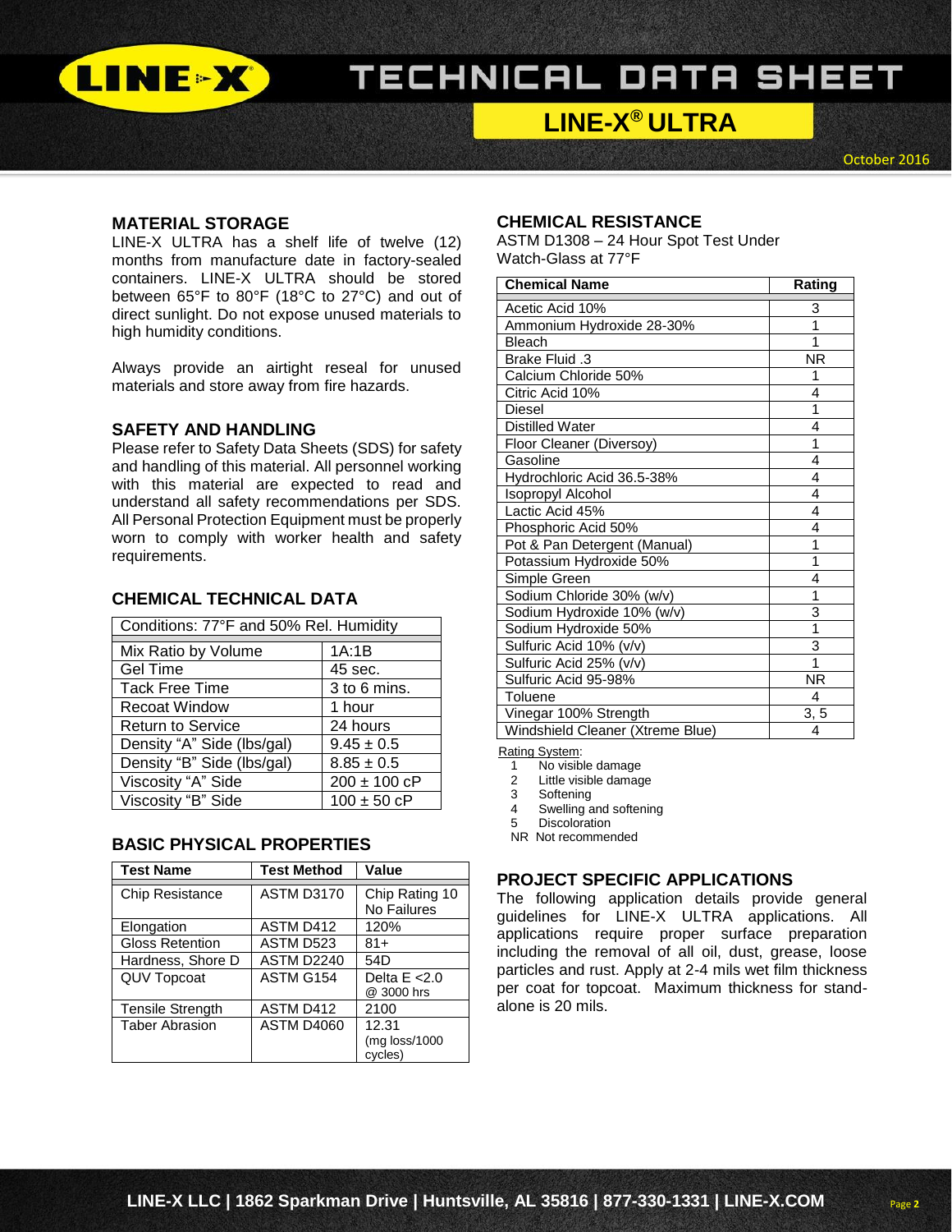# LINE-X® ULTRA

October 2016

## MATERIAL STORAGE

LINE-X ULTRA has a shelf life of twelve (12) months from manufacture date in factory-sealed containers. LINE-X ULTRA should be stored between 65°F to 80°F (18°C to 27°C) and out of direct sunlight. Do not expose unused materials to high humidity conditions.

Always provide an airtight reseal for unused materials and store away from fire hazards.

## SAFETY AND HANDLING

Please refer to Safety Data Sheets (SDS) for safety and handling of this material. All personnel working with this material are expected to read and understand all safety recommendations per SDS. All Personal Protection Equipment must be properly worn to comply with worker health and safety requirements.

## CHEMICAL TECHNICAL DATA

| Conditions: 77°F and 50% Rel. Humidity | |
|---|---|
| Mix Ratio by Volume | 1A:1B |
| Gel Time | 45 sec. |
| Tack Free Time | 3 to 6 mins. |
| Recoat Window | 1 hour |
| Return to Service | 24 hours |
| Density “A” Side (lbs/gal) | 9.45 ± 0.5 |
| Density “B” Side (lbs/gal) | 8.85 ± 0.5 |
| Viscosity “A” Side | 200 ± 100 cP |
| Viscosity “B” Side | 100 ± 50 cP |

## BASIC PHYSICAL PROPERTIES

| Test Name | Test Method | Value |
|---|---|---|
| Chip Resistance | ASTM D3170 | Chip Rating 10 No Failures |
| Elongation | ASTM D412 | 120% |
| Gloss Retention | ASTM D523 | 81+ |
| Hardness, Shore D | ASTM D2240 | 54D |
| QUV Topcoat | ASTM G154 | Delta E <2.0 @ 3000 hrs |
| Tensile Strength | ASTM D412 | 2100 |
| Taber Abrasion | ASTM D4060 | 12.31 (mg loss/1000 cycles) |

## CHEMICAL RESISTANCE

ASTM D1308 – 24 Hour Spot Test Under Watch-Glass at 77°F

| Chemical Name | Rating |
|---|---|
| Acetic Acid 10% | 3 |
| Ammonium Hydroxide 28-30% | 1 |
| Bleach | 1 |
| Brake Fluid .3 | NR |
| Calcium Chloride 50% | 1 |
| Citric Acid 10% | 4 |
| Diesel | 1 |
| Distilled Water | 4 |
| Floor Cleaner (Diversoy) | 1 |
| Gasoline | 4 |
| Hydrochloric Acid 36.5-38% | 4 |
| Isopropyl Alcohol | 4 |
| Lactic Acid 45% | 4 |
| Phosphoric Acid 50% | 4 |
| Pot & Pan Detergent (Manual) | 1 |
| Potassium Hydroxide 50% | 1 |
| Simple Green | 4 |
| Sodium Chloride 30% (w/v) | 1 |
| Sodium Hydroxide 10% (w/v) | 3 |
| Sodium Hydroxide 50% | 1 |
| Sulfuric Acid 10% (v/v) | 3 |
| Sulfuric Acid 25% (v/v) | 1 |
| Sulfuric Acid 95-98% | NR |
| Toluene | 4 |
| Vinegar 100% Strength | 3, 5 |
| Windshield Cleaner (Xtreme Blue) | 4 |

Rating System:

1 No visible damage
2 Little visible damage
3 Softening
4 Swelling and softening
5 Discoloration
NR Not recommended

## PROJECT SPECIFIC APPLICATIONS

The following application details provide general guidelines for LINE-X ULTRA applications. All applications require proper surface preparation including the removal of all oil, dust, grease, loose particles and rust. Apply at 2-4 mils wet film thickness per coat for topcoat. Maximum thickness for stand-alone is 20 mils.

LINE-X LLC | 1862 Sparkman Drive | Huntsville, AL 35816 | 877-330-1331 | LINE-X.COM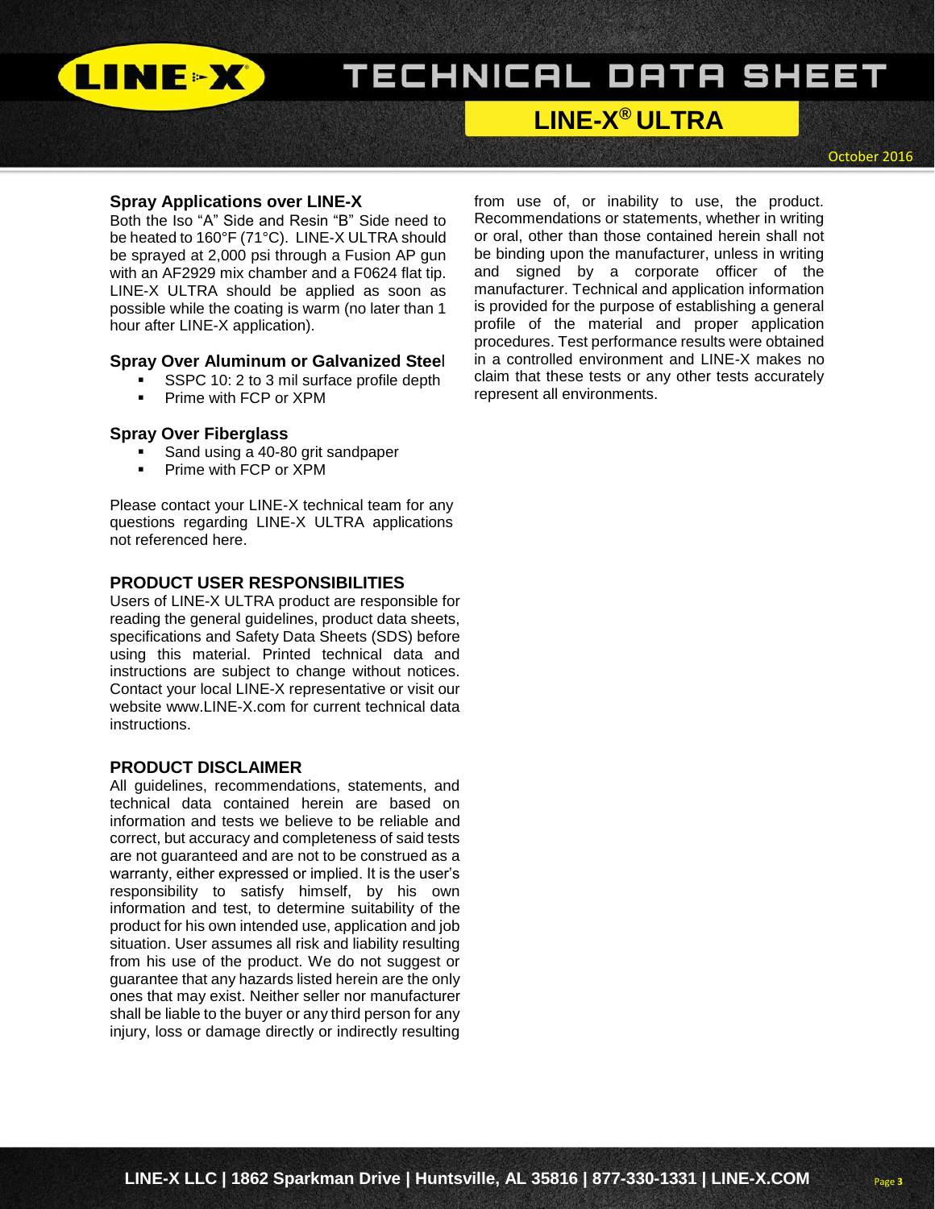### Spray Applications over LINE-X

Both the Iso "A" Side and Resin "B" Side need to be heated to 160°F (71°C). LINE-X ULTRA should be sprayed at 2,000 psi through a Fusion AP gun with an AF2929 mix chamber and a F0624 flat tip. LINE-X ULTRA should be applied as soon as possible while the coating is warm (no later than 1 hour after LINE-X application).

### Spray Over Aluminum or Galvanized Steel

- SSPC 10: 2 to 3 mil surface profile depth
- Prime with FCP or XPM

### Spray Over Fiberglass

- Sand using a 40-80 grit sandpaper
- Prime with FCP or XPM

Please contact your LINE-X technical team for any questions regarding LINE-X ULTRA applications not referenced here.

## PRODUCT USER RESPONSIBILITIES

Users of LINE-X ULTRA product are responsible for reading the general guidelines, product data sheets, specifications and Safety Data Sheets (SDS) before using this material. Printed technical data and instructions are subject to change without notices. Contact your local LINE-X representative or visit our website www.LINE-X.com for current technical data instructions.

## PRODUCT DISCLAIMER

All guidelines, recommendations, statements, and technical data contained herein are based on information and tests we believe to be reliable and correct, but accuracy and completeness of said tests are not guaranteed and are not to be construed as a warranty, either expressed or implied. It is the user's responsibility to satisfy himself, by his own information and test, to determine suitability of the product for his own intended use, application and job situation. User assumes all risk and liability resulting from his use of the product. We do not suggest or guarantee that any hazards listed herein are the only ones that may exist. Neither seller nor manufacturer shall be liable to the buyer or any third person for any injury, loss or damage directly or indirectly resulting from use of, or inability to use, the product. Recommendations or statements, whether in writing or oral, other than those contained herein shall not be binding upon the manufacturer, unless in writing and signed by a corporate officer of the manufacturer. Technical and application information is provided for the purpose of establishing a general profile of the material and proper application procedures. Test performance results were obtained in a controlled environment and LINE-X makes no claim that these tests or any other tests accurately represent all environments.